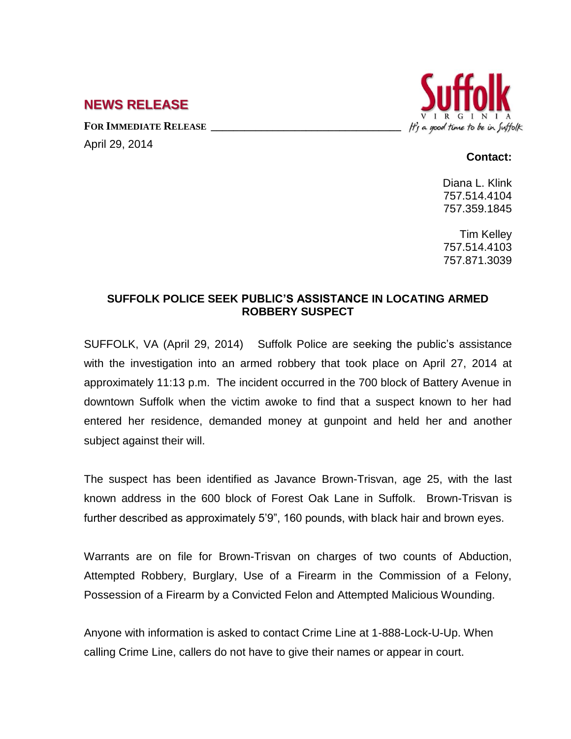## NEWS RELEASE

**FOR IMMEDIATE RELEASE**

April 29, 2014

**Contact:**

Diana L. Klink
757.514.4104
757.359.1845

Tim Kelley
757.514.4103
757.871.3039

### SUFFOLK POLICE SEEK PUBLIC'S ASSISTANCE IN LOCATING ARMED ROBBERY SUSPECT

SUFFOLK, VA (April 29, 2014) Suffolk Police are seeking the public's assistance with the investigation into an armed robbery that took place on April 27, 2014 at approximately 11:13 p.m. The incident occurred in the 700 block of Battery Avenue in downtown Suffolk when the victim awoke to find that a suspect known to her had entered her residence, demanded money at gunpoint and held her and another subject against their will.

The suspect has been identified as Javance Brown-Trisvan, age 25, with the last known address in the 600 block of Forest Oak Lane in Suffolk. Brown-Trisvan is further described as approximately 5'9", 160 pounds, with black hair and brown eyes.

Warrants are on file for Brown-Trisvan on charges of two counts of Abduction, Attempted Robbery, Burglary, Use of a Firearm in the Commission of a Felony, Possession of a Firearm by a Convicted Felon and Attempted Malicious Wounding.

Anyone with information is asked to contact Crime Line at 1-888-Lock-U-Up. When calling Crime Line, callers do not have to give their names or appear in court.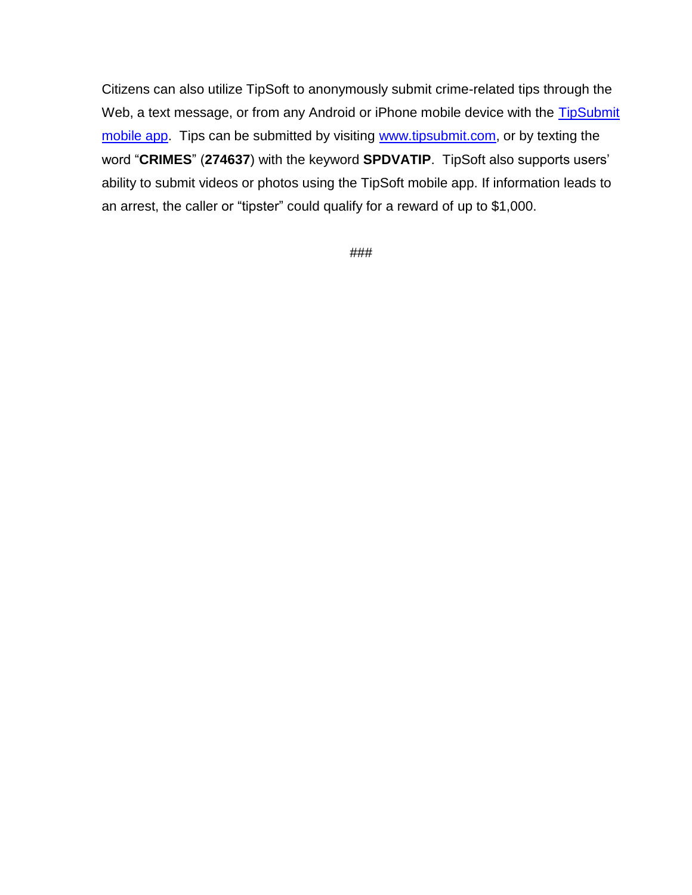Citizens can also utilize TipSoft to anonymously submit crime-related tips through the Web, a text message, or from any Android or iPhone mobile device with the TipSubmit mobile app. Tips can be submitted by visiting www.tipsubmit.com, or by texting the word "**CRIMES**" (**274637**) with the keyword **SPDVATIP**. TipSoft also supports users' ability to submit videos or photos using the TipSoft mobile app. If information leads to an arrest, the caller or "tipster" could qualify for a reward of up to $1,000.

###